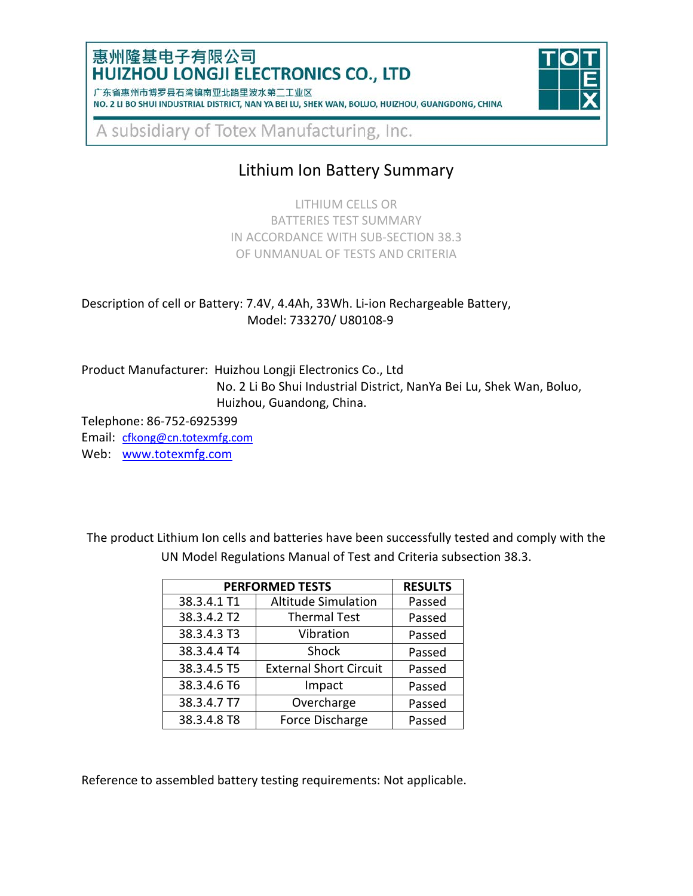惠州隆基电子有限公司
**HUIZHOU LONGJI ELECTRONICS CO., LTD**

广东省惠州市博罗县石湾镇南亚北路里波水第二工业区
NO. 2 LI BO SHUI INDUSTRIAL DISTRICT, NAN YA BEI LU, SHEK WAN, BOLUO, HUIZHOU, GUANGDONG, CHINA

TOTEX

A subsidiary of Totex Manufacturing, Inc.

# Lithium Ion Battery Summary

LITHIUM CELLS OR
BATTERIES TEST SUMMARY
IN ACCORDANCE WITH SUB-SECTION 38.3
OF UNMANUAL OF TESTS AND CRITERIA

Description of cell or Battery: 7.4V, 4.4Ah, 33Wh. Li-ion Rechargeable Battery,
Model: 733270/ U80108-9

Product Manufacturer: Huizhou Longji Electronics Co., Ltd
No. 2 Li Bo Shui Industrial District, NanYa Bei Lu, Shek Wan, Boluo,
Huizhou, Guandong, China.

Telephone: 86-752-6925399
Email: cfkong@cn.totexmfg.com
Web: www.totexmfg.com

The product Lithium Ion cells and batteries have been successfully tested and comply with the UN Model Regulations Manual of Test and Criteria subsection 38.3.

| PERFORMED TESTS | | RESULTS |
|---|---|---|
| 38.3.4.1 T1 | Altitude Simulation | Passed |
| 38.3.4.2 T2 | Thermal Test | Passed |
| 38.3.4.3 T3 | Vibration | Passed |
| 38.3.4.4 T4 | Shock | Passed |
| 38.3.4.5 T5 | External Short Circuit | Passed |
| 38.3.4.6 T6 | Impact | Passed |
| 38.3.4.7 T7 | Overcharge | Passed |
| 38.3.4.8 T8 | Force Discharge | Passed |

Reference to assembled battery testing requirements: Not applicable.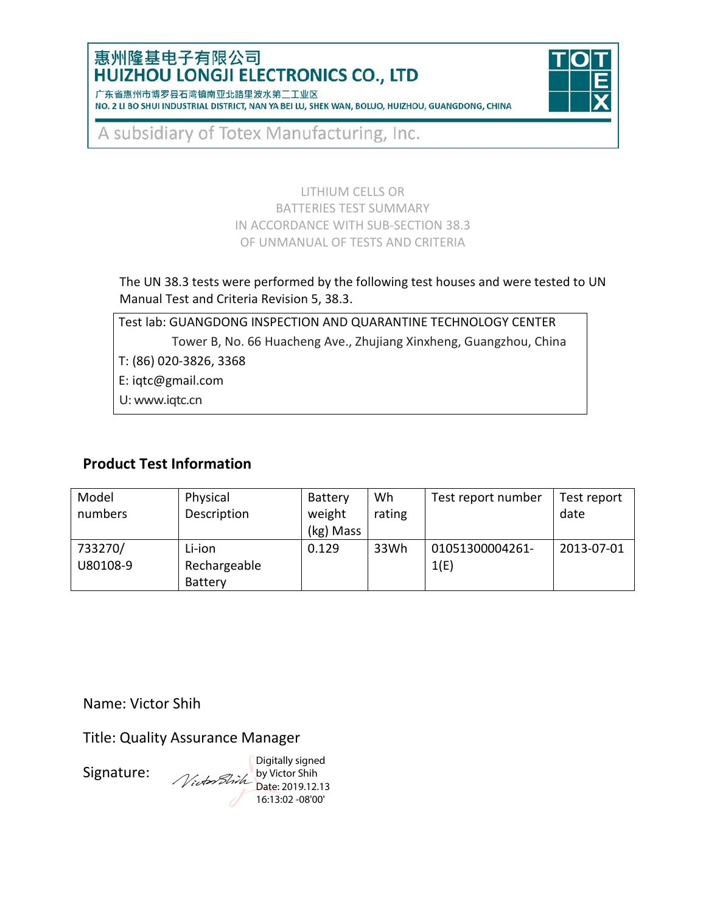惠州隆基电子有限公司
**HUIZHOU LONGJI ELECTRONICS CO., LTD**

广东省惠州市博罗县石湾镇南亚北路里波水第二工业区
NO. 2 LI BO SHUI INDUSTRIAL DISTRICT, NAN YA BEI LU, SHEK WAN, BOLUO, HUIZHOU, GUANGDONG, CHINA

A subsidiary of Totex Manufacturing, Inc.

LITHIUM CELLS OR
BATTERIES TEST SUMMARY
IN ACCORDANCE WITH SUB-SECTION 38.3
OF UNMANUAL OF TESTS AND CRITERIA

The UN 38.3 tests were performed by the following test houses and were tested to UN Manual Test and Criteria Revision 5, 38.3.

Test lab: GUANGDONG INSPECTION AND QUARANTINE TECHNOLOGY CENTER
Tower B, No. 66 Huacheng Ave., Zhujiang Xinxheng, Guangzhou, China
T: (86) 020-3826, 3368
E: iqtc@gmail.com
U: www.iqtc.cn

## Product Test Information

| Model numbers | Physical Description | Battery weight (kg) Mass | Wh rating | Test report number | Test report date |
|---|---|---|---|---|---|
| 733270/ U80108-9 | Li-ion Rechargeable Battery | 0.129 | 33Wh | 01051300004261-1(E) | 2013-07-01 |

Name: Victor Shih

Title: Quality Assurance Manager

Signature: Victor Shih — Digitally signed by Victor Shih Date: 2019.12.13 16:13:02 -08'00'